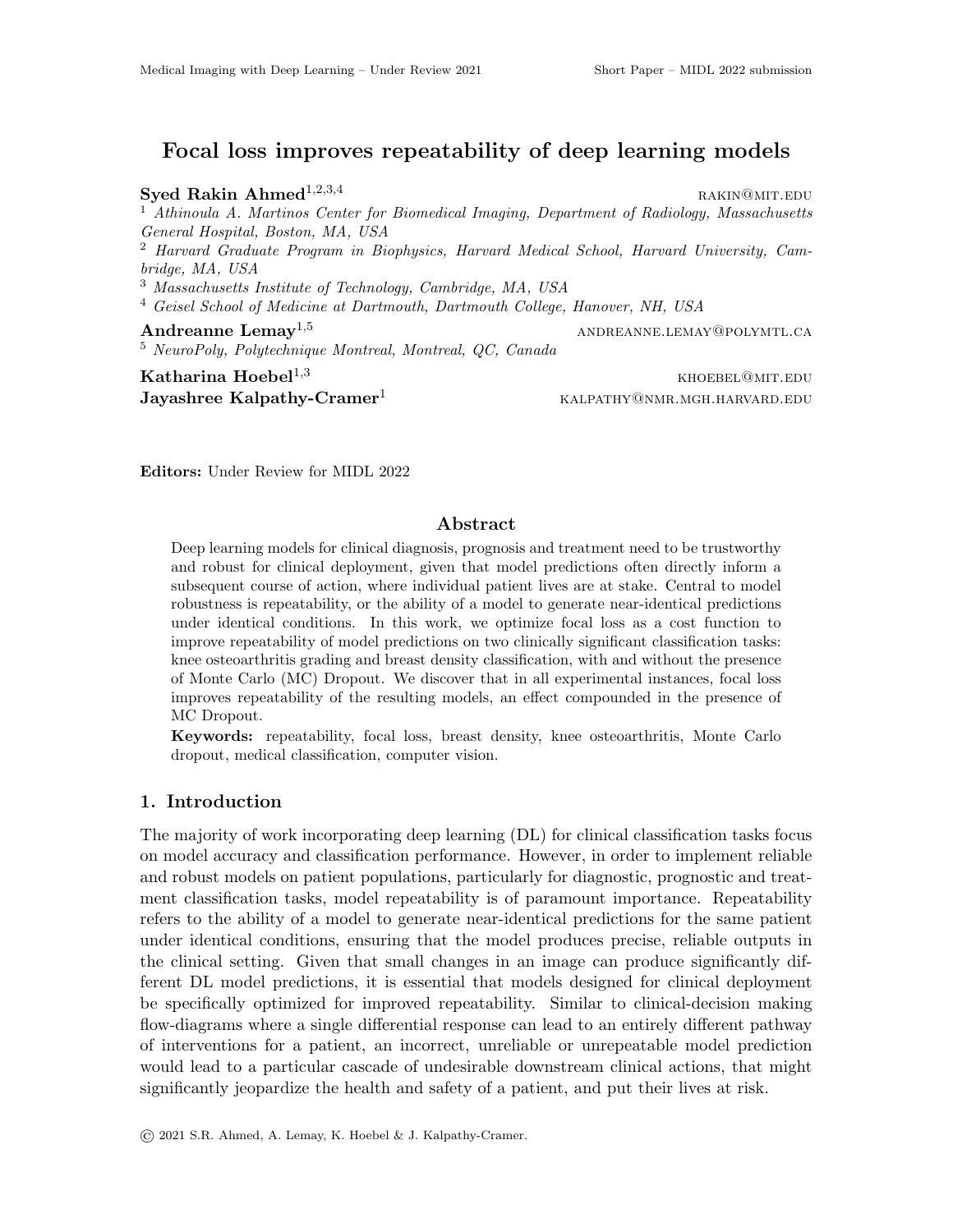# Focal loss improves repeatability of deep learning models

**Syed Rakin Ahmed**[1,2,3,4] RAKIN@MIT.EDU

[1] *Athinoula A. Martinos Center for Biomedical Imaging, Department of Radiology, Massachusetts General Hospital, Boston, MA, USA*

[2] *Harvard Graduate Program in Biophysics, Harvard Medical School, Harvard University, Cambridge, MA, USA*

[3] *Massachusetts Institute of Technology, Cambridge, MA, USA*

[4] *Geisel School of Medicine at Dartmouth, Dartmouth College, Hanover, NH, USA*

**Andreanne Lemay**[1,5] ANDREANNE.LEMAY@POLYMTL.CA

[5] *NeuroPoly, Polytechnique Montreal, Montreal, QC, Canada*

**Katharina Hoebel**[1,3] KHOEBEL@MIT.EDU

**Jayashree Kalpathy-Cramer**[1] KALPATHY@NMR.MGH.HARVARD.EDU

**Editors:** Under Review for MIDL 2022

## Abstract

Deep learning models for clinical diagnosis, prognosis and treatment need to be trustworthy and robust for clinical deployment, given that model predictions often directly inform a subsequent course of action, where individual patient lives are at stake. Central to model robustness is repeatability, or the ability of a model to generate near-identical predictions under identical conditions. In this work, we optimize focal loss as a cost function to improve repeatability of model predictions on two clinically significant classification tasks: knee osteoarthritis grading and breast density classification, with and without the presence of Monte Carlo (MC) Dropout. We discover that in all experimental instances, focal loss improves repeatability of the resulting models, an effect compounded in the presence of MC Dropout.

**Keywords:** repeatability, focal loss, breast density, knee osteoarthritis, Monte Carlo dropout, medical classification, computer vision.

## 1. Introduction

The majority of work incorporating deep learning (DL) for clinical classification tasks focus on model accuracy and classification performance. However, in order to implement reliable and robust models on patient populations, particularly for diagnostic, prognostic and treatment classification tasks, model repeatability is of paramount importance. Repeatability refers to the ability of a model to generate near-identical predictions for the same patient under identical conditions, ensuring that the model produces precise, reliable outputs in the clinical setting. Given that small changes in an image can produce significantly different DL model predictions, it is essential that models designed for clinical deployment be specifically optimized for improved repeatability. Similar to clinical-decision making flow-diagrams where a single differential response can lead to an entirely different pathway of interventions for a patient, an incorrect, unreliable or unrepeatable model prediction would lead to a particular cascade of undesirable downstream clinical actions, that might significantly jeopardize the health and safety of a patient, and put their lives at risk.

© 2021 S.R. Ahmed, A. Lemay, K. Hoebel & J. Kalpathy-Cramer.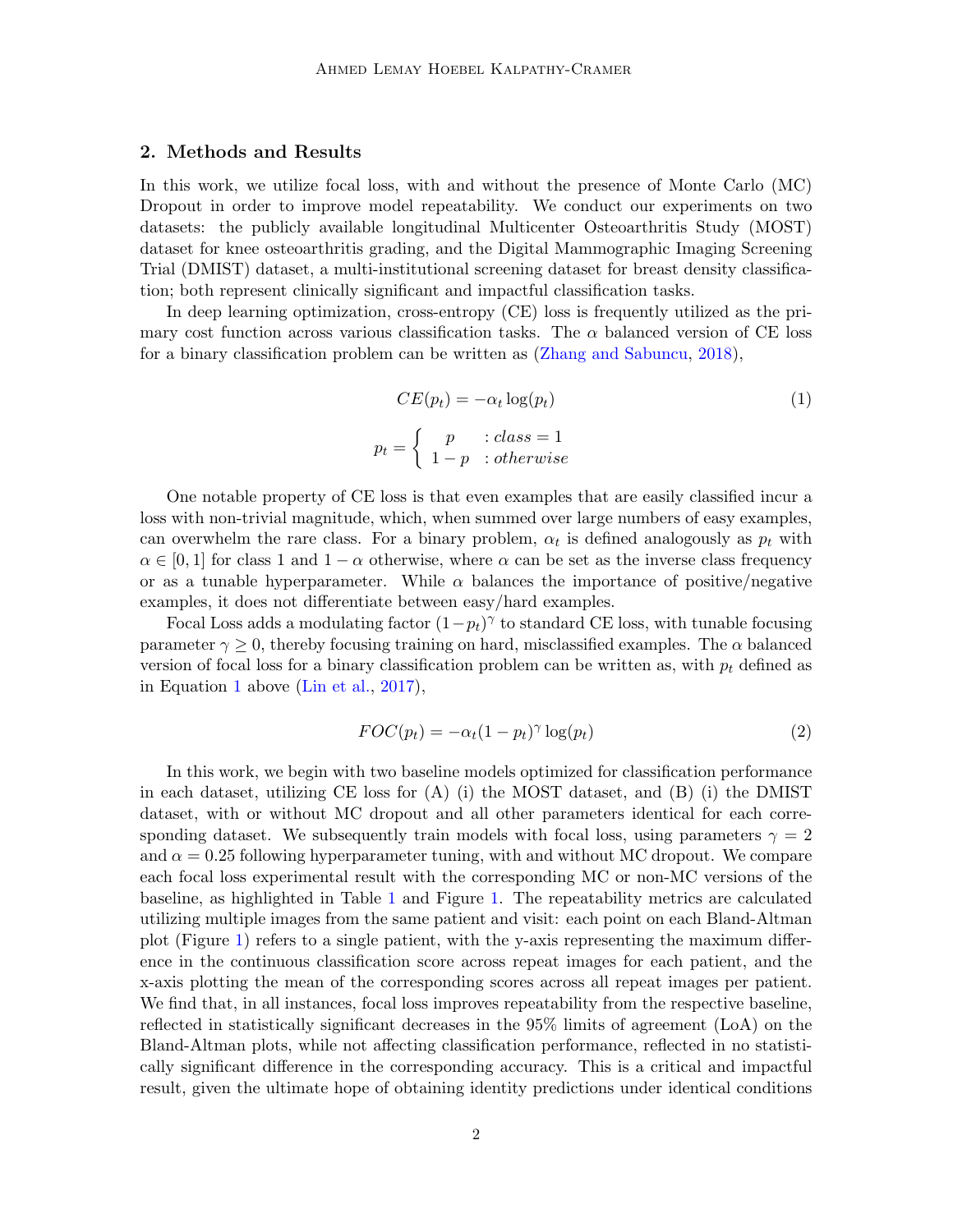## 2. Methods and Results

In this work, we utilize focal loss, with and without the presence of Monte Carlo (MC) Dropout in order to improve model repeatability. We conduct our experiments on two datasets: the publicly available longitudinal Multicenter Osteoarthritis Study (MOST) dataset for knee osteoarthritis grading, and the Digital Mammographic Imaging Screening Trial (DMIST) dataset, a multi-institutional screening dataset for breast density classification; both represent clinically significant and impactful classification tasks.

In deep learning optimization, cross-entropy (CE) loss is frequently utilized as the primary cost function across various classification tasks. The $\alpha$ balanced version of CE loss for a binary classification problem can be written as (Zhang and Sabuncu, 2018),

$$CE(p_t) = -\alpha_t \log(p_t) \tag{1}$$

$$p_t = \begin{cases} p & : class = 1 \\ 1 - p & : otherwise \end{cases}$$

One notable property of CE loss is that even examples that are easily classified incur a loss with non-trivial magnitude, which, when summed over large numbers of easy examples, can overwhelm the rare class. For a binary problem, $\alpha_t$ is defined analogously as $p_t$ with $\alpha \in [0, 1]$ for class 1 and $1 - \alpha$ otherwise, where $\alpha$ can be set as the inverse class frequency or as a tunable hyperparameter. While $\alpha$ balances the importance of positive/negative examples, it does not differentiate between easy/hard examples.

Focal Loss adds a modulating factor $(1-p_t)^\gamma$ to standard CE loss, with tunable focusing parameter $\gamma \geq 0$, thereby focusing training on hard, misclassified examples. The $\alpha$ balanced version of focal loss for a binary classification problem can be written as, with $p_t$ defined as in Equation 1 above (Lin et al., 2017),

$$FOC(p_t) = -\alpha_t (1 - p_t)^\gamma \log(p_t) \tag{2}$$

In this work, we begin with two baseline models optimized for classification performance in each dataset, utilizing CE loss for (A) (i) the MOST dataset, and (B) (i) the DMIST dataset, with or without MC dropout and all other parameters identical for each corresponding dataset. We subsequently train models with focal loss, using parameters $\gamma = 2$ and $\alpha = 0.25$ following hyperparameter tuning, with and without MC dropout. We compare each focal loss experimental result with the corresponding MC or non-MC versions of the baseline, as highlighted in Table 1 and Figure 1. The repeatability metrics are calculated utilizing multiple images from the same patient and visit: each point on each Bland-Altman plot (Figure 1) refers to a single patient, with the y-axis representing the maximum difference in the continuous classification score across repeat images for each patient, and the x-axis plotting the mean of the corresponding scores across all repeat images per patient. We find that, in all instances, focal loss improves repeatability from the respective baseline, reflected in statistically significant decreases in the 95% limits of agreement (LoA) on the Bland-Altman plots, while not affecting classification performance, reflected in no statistically significant difference in the corresponding accuracy. This is a critical and impactful result, given the ultimate hope of obtaining identity predictions under identical conditions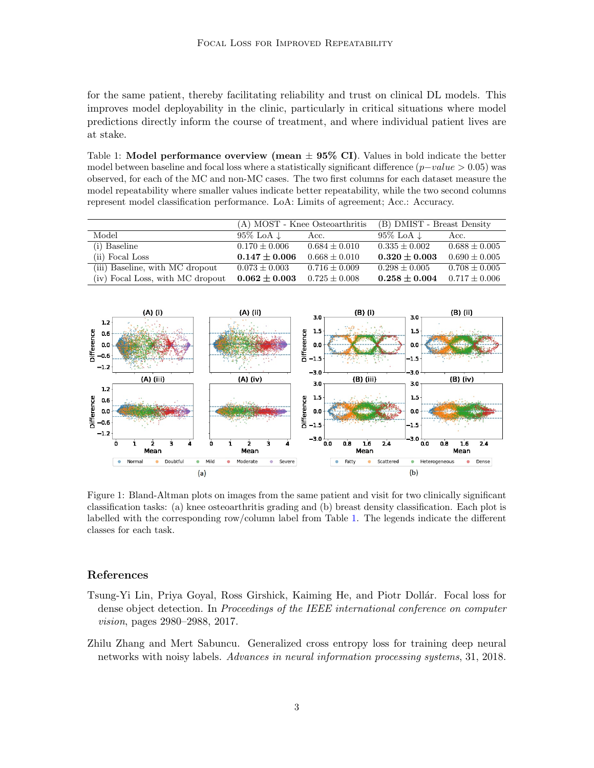for the same patient, thereby facilitating reliability and trust on clinical DL models. This improves model deployability in the clinic, particularly in critical situations where model predictions directly inform the course of treatment, and where individual patient lives are at stake.

Table 1: **Model performance overview (mean ± 95% CI)**. Values in bold indicate the better model between baseline and focal loss where a statistically significant difference ($p-value > 0.05$) was observed, for each of the MC and non-MC cases. The two first columns for each dataset measure the model repeatability where smaller values indicate better repeatability, while the two second columns represent model classification performance. LoA: Limits of agreement; Acc.: Accuracy.

| | (A) MOST - Knee Osteoarthritis | | (B) DMIST - Breast Density | |
|---|---|---|---|---|
| Model | 95% LoA ↓ | Acc. | 95% LoA ↓ | Acc. |
| (i) Baseline | $0.170 \pm 0.006$ | $0.684 \pm 0.010$ | $0.335 \pm 0.002$ | $0.688 \pm 0.005$ |
| (ii) Focal Loss | $\mathbf{0.147 \pm 0.006}$ | $0.668 \pm 0.010$ | $\mathbf{0.320 \pm 0.003}$ | $0.690 \pm 0.005$ |
| (iii) Baseline, with MC dropout | $0.073 \pm 0.003$ | $0.716 \pm 0.009$ | $0.298 \pm 0.005$ | $0.708 \pm 0.005$ |
| (iv) Focal Loss, with MC dropout | $\mathbf{0.062 \pm 0.003}$ | $0.725 \pm 0.008$ | $\mathbf{0.258 \pm 0.004}$ | $0.717 \pm 0.006$ |

(A) (i)
(A) (ii)
(B) (i)
(B) (ii)
(A) (iii)
(A) (iv)
(B) (iii)
(B) (iv)
Difference
Mean
Normal Doubtful Mild Moderate Severe
(a)
Fatty Scattered Heterogeneous Dense
(b)

Figure 1: Bland-Altman plots on images from the same patient and visit for two clinically significant classification tasks: (a) knee osteoarthritis grading and (b) breast density classification. Each plot is labelled with the corresponding row/column label from Table 1. The legends indicate the different classes for each task.

## References

Tsung-Yi Lin, Priya Goyal, Ross Girshick, Kaiming He, and Piotr Dollár. Focal loss for dense object detection. In *Proceedings of the IEEE international conference on computer vision*, pages 2980–2988, 2017.

Zhilu Zhang and Mert Sabuncu. Generalized cross entropy loss for training deep neural networks with noisy labels. *Advances in neural information processing systems*, 31, 2018.